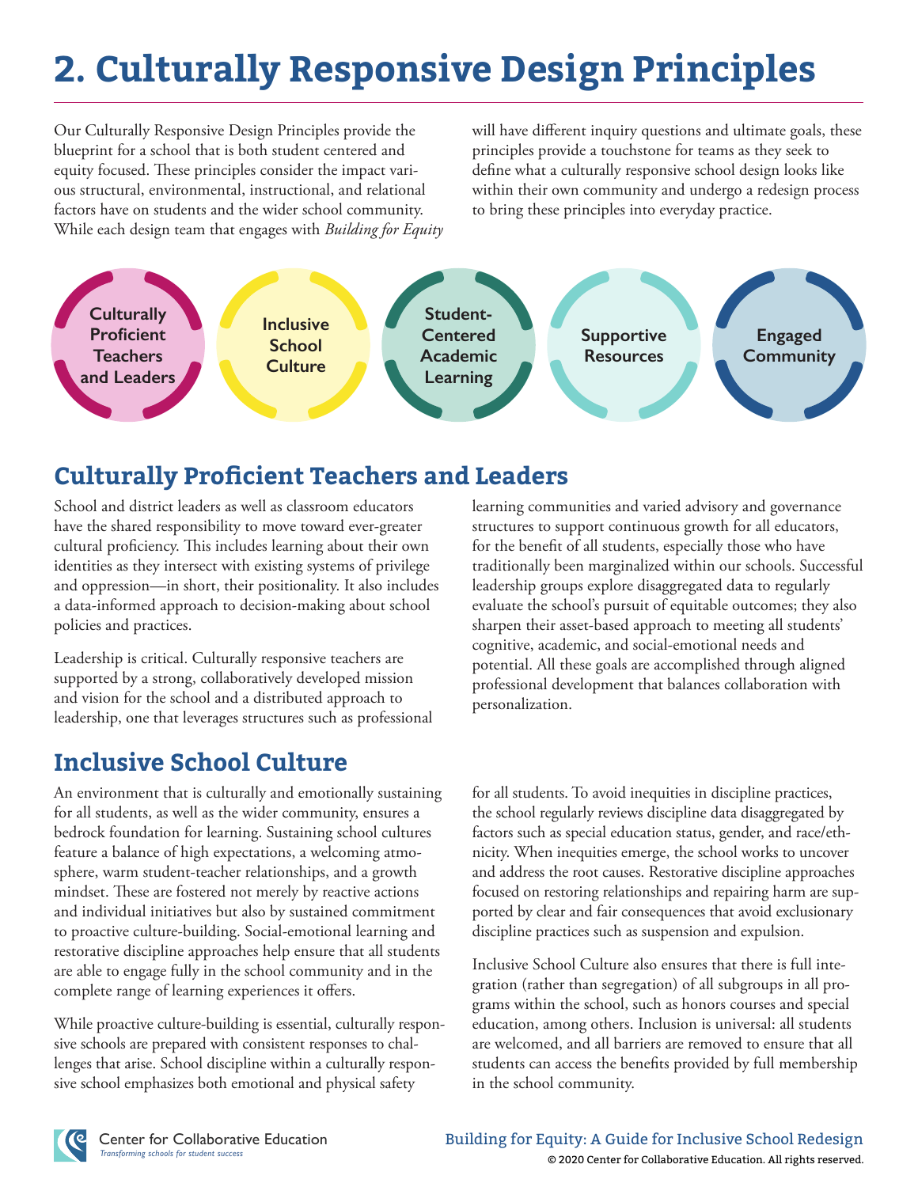# 2. Culturally Responsive Design Principles

Our Culturally Responsive Design Principles provide the blueprint for a school that is both student centered and equity focused. These principles consider the impact various structural, environmental, instructional, and relational factors have on students and the wider school community. While each design team that engages with *Building for Equity* will have different inquiry questions and ultimate goals, these principles provide a touchstone for teams as they seek to define what a culturally responsive school design looks like within their own community and undergo a redesign process to bring these principles into everyday practice.

- Culturally Proficient Teachers and Leaders
- Inclusive School Culture
- Student-Centered Academic Learning
- Supportive Resources
- Engaged Community

## Culturally Proficient Teachers and Leaders

School and district leaders as well as classroom educators have the shared responsibility to move toward ever-greater cultural proficiency. This includes learning about their own identities as they intersect with existing systems of privilege and oppression—in short, their positionality. It also includes a data-informed approach to decision-making about school policies and practices.

Leadership is critical. Culturally responsive teachers are supported by a strong, collaboratively developed mission and vision for the school and a distributed approach to leadership, one that leverages structures such as professional learning communities and varied advisory and governance structures to support continuous growth for all educators, for the benefit of all students, especially those who have traditionally been marginalized within our schools. Successful leadership groups explore disaggregated data to regularly evaluate the school's pursuit of equitable outcomes; they also sharpen their asset-based approach to meeting all students' cognitive, academic, and social-emotional needs and potential. All these goals are accomplished through aligned professional development that balances collaboration with personalization.

## Inclusive School Culture

An environment that is culturally and emotionally sustaining for all students, as well as the wider community, ensures a bedrock foundation for learning. Sustaining school cultures feature a balance of high expectations, a welcoming atmosphere, warm student-teacher relationships, and a growth mindset. These are fostered not merely by reactive actions and individual initiatives but also by sustained commitment to proactive culture-building. Social-emotional learning and restorative discipline approaches help ensure that all students are able to engage fully in the school community and in the complete range of learning experiences it offers.

While proactive culture-building is essential, culturally responsive schools are prepared with consistent responses to challenges that arise. School discipline within a culturally responsive school emphasizes both emotional and physical safety for all students. To avoid inequities in discipline practices, the school regularly reviews discipline data disaggregated by factors such as special education status, gender, and race/ethnicity. When inequities emerge, the school works to uncover and address the root causes. Restorative discipline approaches focused on restoring relationships and repairing harm are supported by clear and fair consequences that avoid exclusionary discipline practices such as suspension and expulsion.

Inclusive School Culture also ensures that there is full integration (rather than segregation) of all subgroups in all programs within the school, such as honors courses and special education, among others. Inclusion is universal: all students are welcomed, and all barriers are removed to ensure that all students can access the benefits provided by full membership in the school community.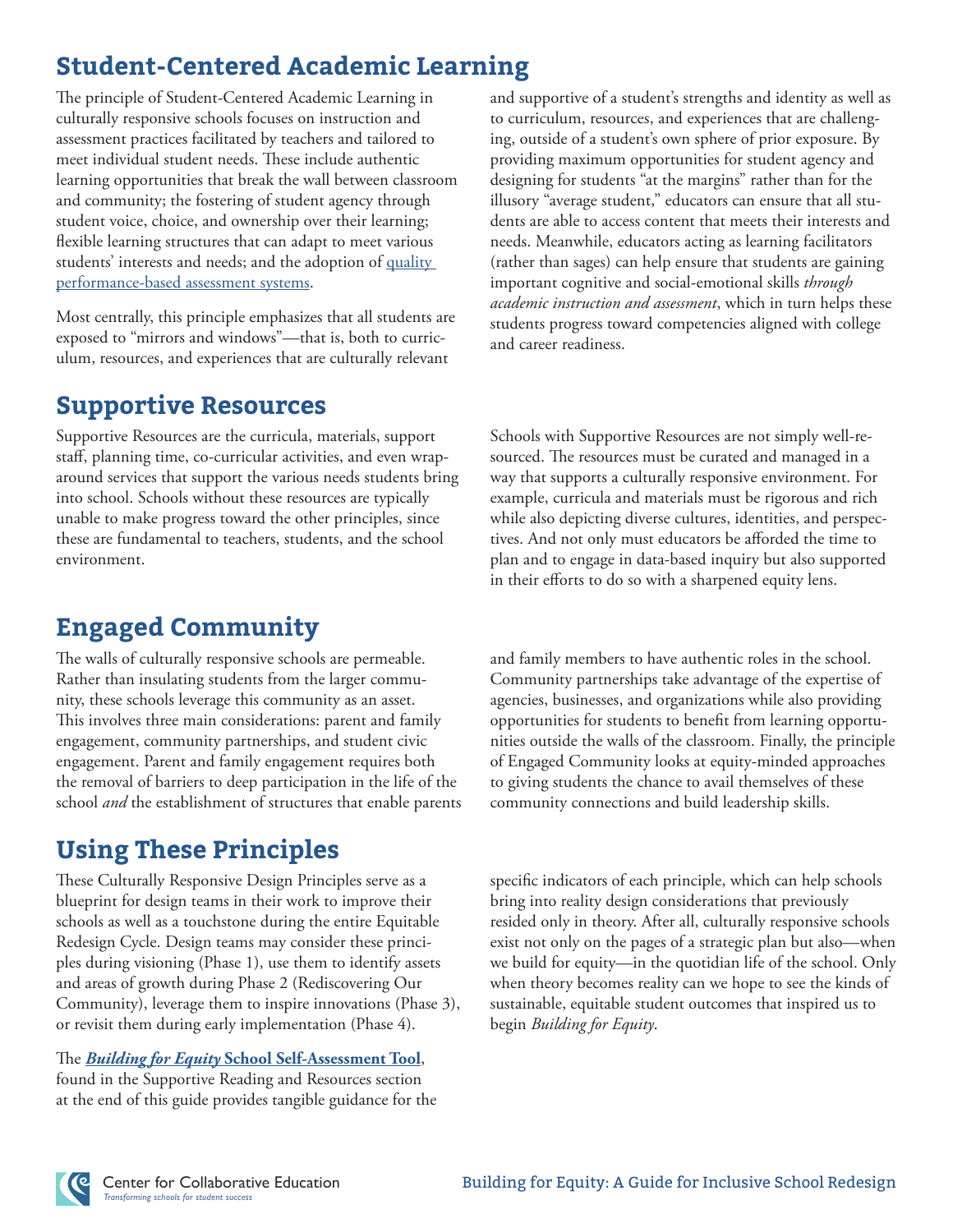## Student-Centered Academic Learning

The principle of Student-Centered Academic Learning in culturally responsive schools focuses on instruction and assessment practices facilitated by teachers and tailored to meet individual student needs. These include authentic learning opportunities that break the wall between classroom and community; the fostering of student agency through student voice, choice, and ownership over their learning; flexible learning structures that can adapt to meet various students' interests and needs; and the adoption of quality performance-based assessment systems.

Most centrally, this principle emphasizes that all students are exposed to "mirrors and windows"—that is, both to curriculum, resources, and experiences that are culturally relevant and supportive of a student's strengths and identity as well as to curriculum, resources, and experiences that are challenging, outside of a student's own sphere of prior exposure. By providing maximum opportunities for student agency and designing for students "at the margins" rather than for the illusory "average student," educators can ensure that all students are able to access content that meets their interests and needs. Meanwhile, educators acting as learning facilitators (rather than sages) can help ensure that students are gaining important cognitive and social-emotional skills *through academic instruction and assessment*, which in turn helps these students progress toward competencies aligned with college and career readiness.

## Supportive Resources

Supportive Resources are the curricula, materials, support staff, planning time, co-curricular activities, and even wraparound services that support the various needs students bring into school. Schools without these resources are typically unable to make progress toward the other principles, since these are fundamental to teachers, students, and the school environment.

Schools with Supportive Resources are not simply well-resourced. The resources must be curated and managed in a way that supports a culturally responsive environment. For example, curricula and materials must be rigorous and rich while also depicting diverse cultures, identities, and perspectives. And not only must educators be afforded the time to plan and to engage in data-based inquiry but also supported in their efforts to do so with a sharpened equity lens.

## Engaged Community

The walls of culturally responsive schools are permeable. Rather than insulating students from the larger community, these schools leverage this community as an asset. This involves three main considerations: parent and family engagement, community partnerships, and student civic engagement. Parent and family engagement requires both the removal of barriers to deep participation in the life of the school *and* the establishment of structures that enable parents and family members to have authentic roles in the school. Community partnerships take advantage of the expertise of agencies, businesses, and organizations while also providing opportunities for students to benefit from learning opportunities outside the walls of the classroom. Finally, the principle of Engaged Community looks at equity-minded approaches to giving students the chance to avail themselves of these community connections and build leadership skills.

## Using These Principles

These Culturally Responsive Design Principles serve as a blueprint for design teams in their work to improve their schools as well as a touchstone during the entire Equitable Redesign Cycle. Design teams may consider these principles during visioning (Phase 1), use them to identify assets and areas of growth during Phase 2 (Rediscovering Our Community), leverage them to inspire innovations (Phase 3), or revisit them during early implementation (Phase 4).

The ***Building for Equity*** **School Self-Assessment Tool**, found in the Supportive Reading and Resources section at the end of this guide provides tangible guidance for the specific indicators of each principle, which can help schools bring into reality design considerations that previously resided only in theory. After all, culturally responsive schools exist not only on the pages of a strategic plan but also—when we build for equity—in the quotidian life of the school. Only when theory becomes reality can we hope to see the kinds of sustainable, equitable student outcomes that inspired us to begin *Building for Equity*.